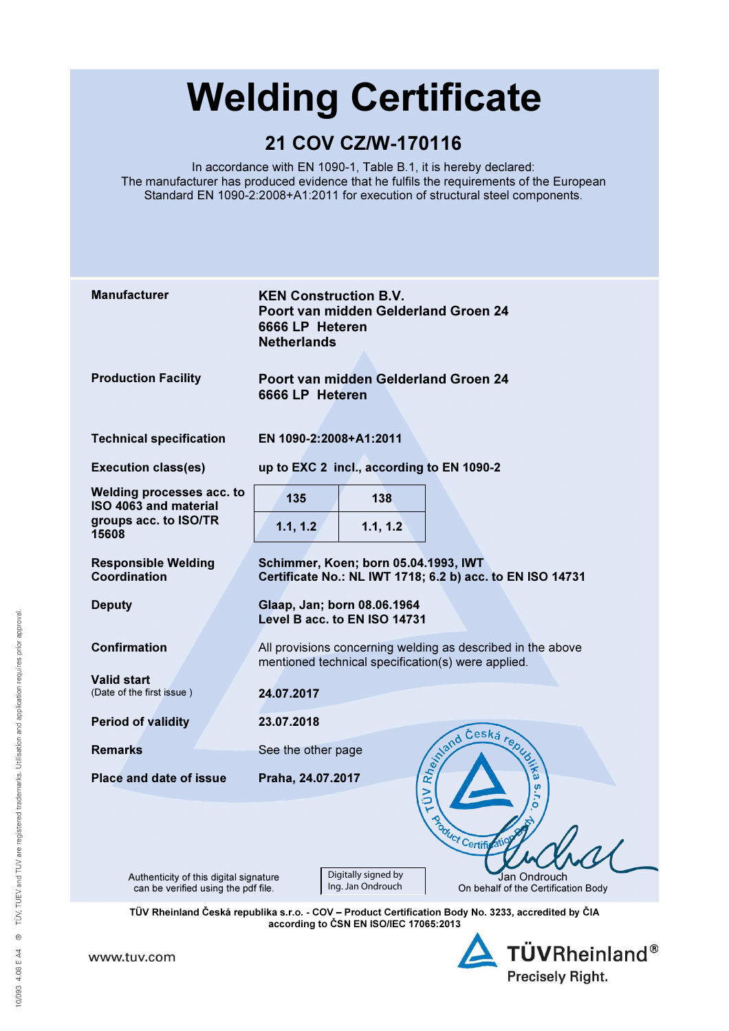# Welding Certificate

## 21 COV CZ/W-170116

In accordance with EN 1090-1, Table B.1, it is hereby declared:
The manufacturer has produced evidence that he fulfils the requirements of the European Standard EN 1090-2:2008+A1:2011 for execution of structural steel components.

**Manufacturer**
**KEN Construction B.V.**
**Poort van midden Gelderland Groen 24**
**6666 LP Heteren**
**Netherlands**

**Production Facility**
**Poort van midden Gelderland Groen 24**
**6666 LP Heteren**

**Technical specification**
**EN 1090-2:2008+A1:2011**

**Execution class(es)**
**up to EXC 2 incl., according to EN 1090-2**

**Welding processes acc. to ISO 4063 and material groups acc. to ISO/TR 15608**

| 135 | 138 |
|---|---|
| 1.1, 1.2 | 1.1, 1.2 |

**Responsible Welding Coordination**
**Schimmer, Koen; born 05.04.1993, IWT**
**Certificate No.: NL IWT 1718; 6.2 b) acc. to EN ISO 14731**

**Deputy**
**Glaap, Jan; born 08.06.1964**
**Level B acc. to EN ISO 14731**

**Confirmation**
All provisions concerning welding as described in the above mentioned technical specification(s) were applied.

**Valid start**
(Date of the first issue )
**24.07.2017**

**Period of validity**
**23.07.2018**

**Remarks**
See the other page

**Place and date of issue**
**Praha, 24.07.2017**

TÜV Rheinland Česká republika s.r.o. Product Certification Body

Authenticity of this digital signature can be verified using the pdf file.

Digitally signed by Ing. Jan Ondrouch

Jan Ondrouch
On behalf of the Certification Body

**TÜV Rheinland Česká republika s.r.o. - COV – Product Certification Body No. 3233, accredited by ČIA according to ČSN EN ISO/IEC 17065:2013**

www.tuv.com

TÜVRheinland®
Precisely Right.

10/093 4.08 E A4 ® TÜV, TUEV and TUV are registered trademarks. Utilisation and application requires prior approval.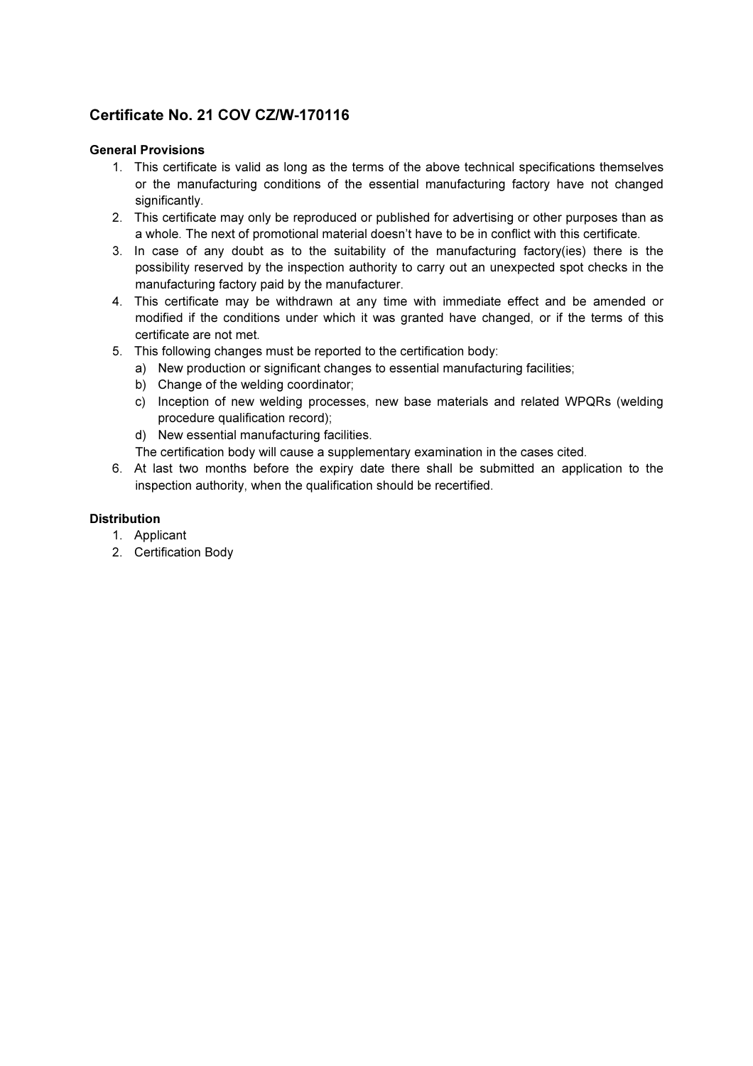## Certificate No. 21 COV CZ/W-170116

**General Provisions**

1. This certificate is valid as long as the terms of the above technical specifications themselves or the manufacturing conditions of the essential manufacturing factory have not changed significantly.
2. This certificate may only be reproduced or published for advertising or other purposes than as a whole. The next of promotional material doesn't have to be in conflict with this certificate.
3. In case of any doubt as to the suitability of the manufacturing factory(ies) there is the possibility reserved by the inspection authority to carry out an unexpected spot checks in the manufacturing factory paid by the manufacturer.
4. This certificate may be withdrawn at any time with immediate effect and be amended or modified if the conditions under which it was granted have changed, or if the terms of this certificate are not met.
5. This following changes must be reported to the certification body:
   a) New production or significant changes to essential manufacturing facilities;
   b) Change of the welding coordinator;
   c) Inception of new welding processes, new base materials and related WPQRs (welding procedure qualification record);
   d) New essential manufacturing facilities.

   The certification body will cause a supplementary examination in the cases cited.
6. At last two months before the expiry date there shall be submitted an application to the inspection authority, when the qualification should be recertified.

**Distribution**

1. Applicant
2. Certification Body